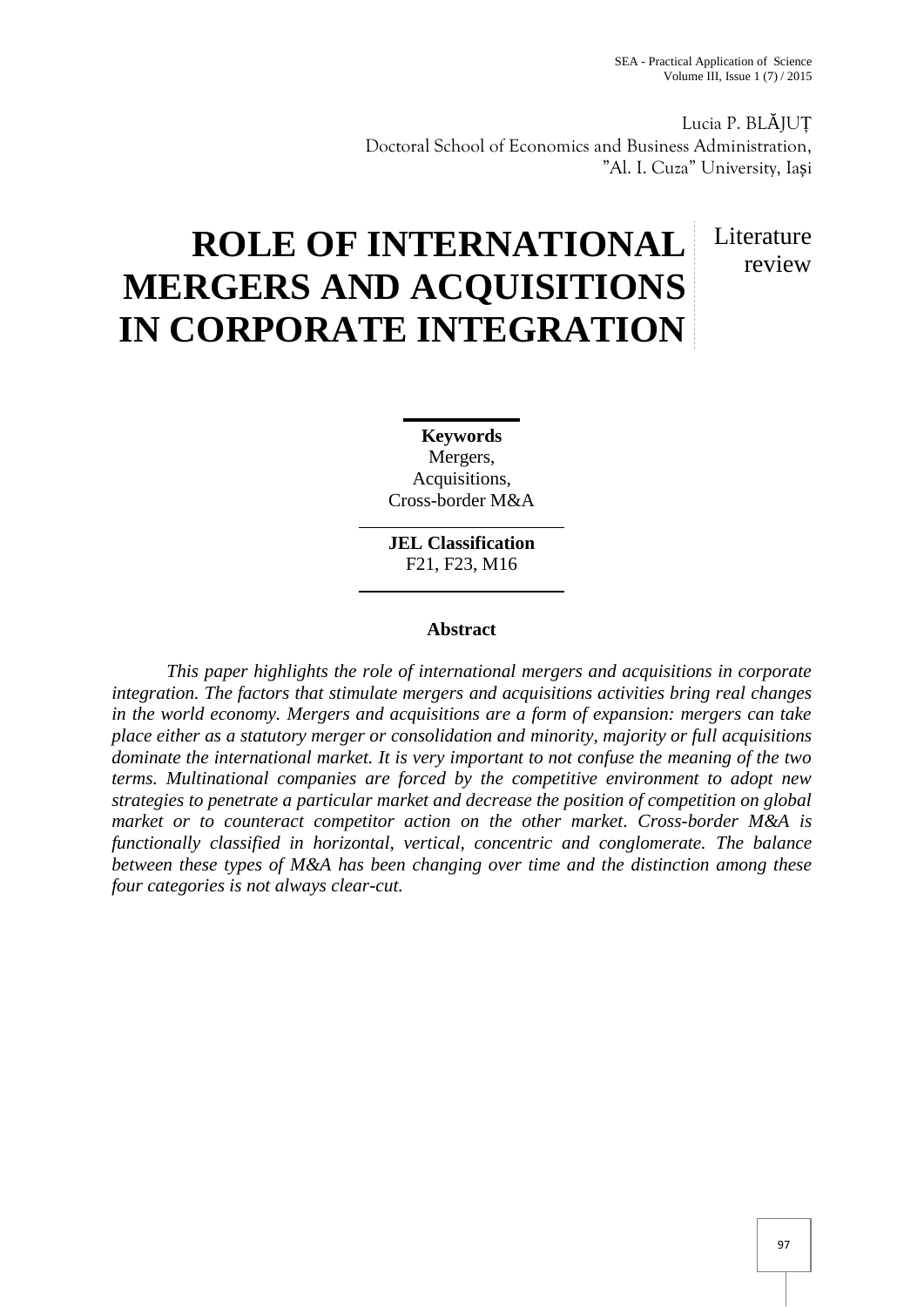Lucia P. BLĂJUȚ
Doctoral School of Economics and Business Administration,
"Al. I. Cuza" University, Iași

# ROLE OF INTERNATIONAL MERGERS AND ACQUISITIONS IN CORPORATE INTEGRATION

Literature review

**Keywords**
Mergers,
Acquisitions,
Cross-border M&A

**JEL Classification**
F21, F23, M16

## Abstract

*This paper highlights the role of international mergers and acquisitions in corporate integration. The factors that stimulate mergers and acquisitions activities bring real changes in the world economy. Mergers and acquisitions are a form of expansion: mergers can take place either as a statutory merger or consolidation and minority, majority or full acquisitions dominate the international market. It is very important to not confuse the meaning of the two terms. Multinational companies are forced by the competitive environment to adopt new strategies to penetrate a particular market and decrease the position of competition on global market or to counteract competitor action on the other market. Cross-border M&A is functionally classified in horizontal, vertical, concentric and conglomerate. The balance between these types of M&A has been changing over time and the distinction among these four categories is not always clear-cut.*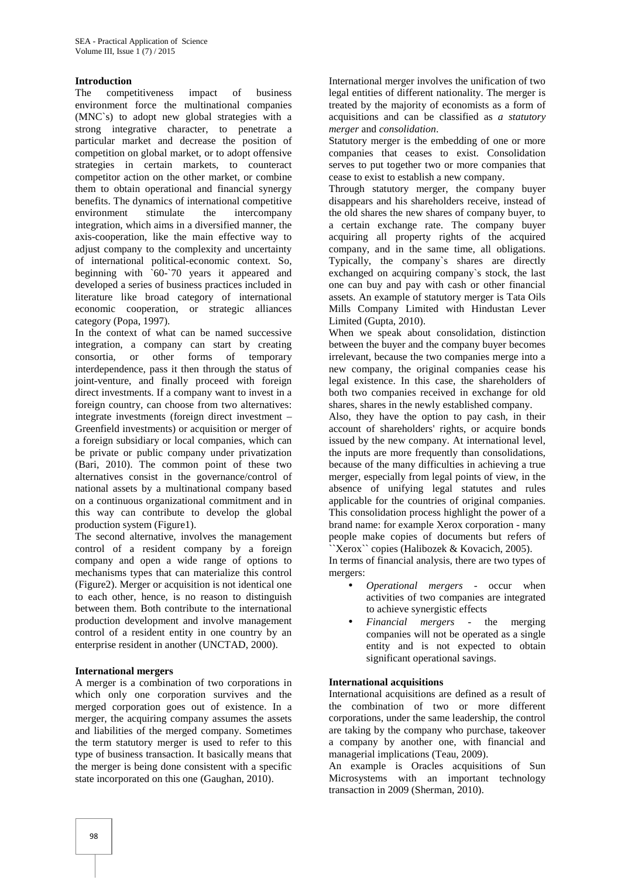**Introduction**

The competitiveness impact of business environment force the multinational companies (MNC`s) to adopt new global strategies with a strong integrative character, to penetrate a particular market and decrease the position of competition on global market, or to adopt offensive strategies in certain markets, to counteract competitor action on the other market, or combine them to obtain operational and financial synergy benefits. The dynamics of international competitive environment stimulate the intercompany integration, which aims in a diversified manner, the axis-cooperation, like the main effective way to adjust company to the complexity and uncertainty of international political-economic context. So, beginning with `60-`70 years it appeared and developed a series of business practices included in literature like broad category of international economic cooperation, or strategic alliances category (Popa, 1997).

In the context of what can be named successive integration, a company can start by creating consortia, or other forms of temporary interdependence, pass it then through the status of joint-venture, and finally proceed with foreign direct investments. If a company want to invest in a foreign country, can choose from two alternatives: integrate investments (foreign direct investment – Greenfield investments) or acquisition or merger of a foreign subsidiary or local companies, which can be private or public company under privatization (Bari, 2010). The common point of these two alternatives consist in the governance/control of national assets by a multinational company based on a continuous organizational commitment and in this way can contribute to develop the global production system (Figure1).

The second alternative, involves the management control of a resident company by a foreign company and open a wide range of options to mechanisms types that can materialize this control (Figure2). Merger or acquisition is not identical one to each other, hence, is no reason to distinguish between them. Both contribute to the international production development and involve management control of a resident entity in one country by an enterprise resident in another (UNCTAD, 2000).

**International mergers**

A merger is a combination of two corporations in which only one corporation survives and the merged corporation goes out of existence. In a merger, the acquiring company assumes the assets and liabilities of the merged company. Sometimes the term statutory merger is used to refer to this type of business transaction. It basically means that the merger is being done consistent with a specific state incorporated on this one (Gaughan, 2010).

International merger involves the unification of two legal entities of different nationality. The merger is treated by the majority of economists as a form of acquisitions and can be classified as *a statutory merger* and *consolidation*.

Statutory merger is the embedding of one or more companies that ceases to exist. Consolidation serves to put together two or more companies that cease to exist to establish a new company.

Through statutory merger, the company buyer disappears and his shareholders receive, instead of the old shares the new shares of company buyer, to a certain exchange rate. The company buyer acquiring all property rights of the acquired company, and in the same time, all obligations. Typically, the company`s shares are directly exchanged on acquiring company`s stock, the last one can buy and pay with cash or other financial assets. An example of statutory merger is Tata Oils Mills Company Limited with Hindustan Lever Limited (Gupta, 2010).

When we speak about consolidation, distinction between the buyer and the company buyer becomes irrelevant, because the two companies merge into a new company, the original companies cease his legal existence. In this case, the shareholders of both two companies received in exchange for old shares, shares in the newly established company.

Also, they have the option to pay cash, in their account of shareholders' rights, or acquire bonds issued by the new company. At international level, the inputs are more frequently than consolidations, because of the many difficulties in achieving a true merger, especially from legal points of view, in the absence of unifying legal statutes and rules applicable for the countries of original companies. This consolidation process highlight the power of a brand name: for example Xerox corporation - many people make copies of documents but refers of ``Xerox`` copies (Halibozek & Kovacich, 2005).

In terms of financial analysis, there are two types of mergers:

- *Operational mergers* - occur when activities of two companies are integrated to achieve synergistic effects
- *Financial mergers* - the merging companies will not be operated as a single entity and is not expected to obtain significant operational savings.

**International acquisitions**

International acquisitions are defined as a result of the combination of two or more different corporations, under the same leadership, the control are taking by the company who purchase, takeover a company by another one, with financial and managerial implications (Teau, 2009).

An example is Oracles acquisitions of Sun Microsystems with an important technology transaction in 2009 (Sherman, 2010).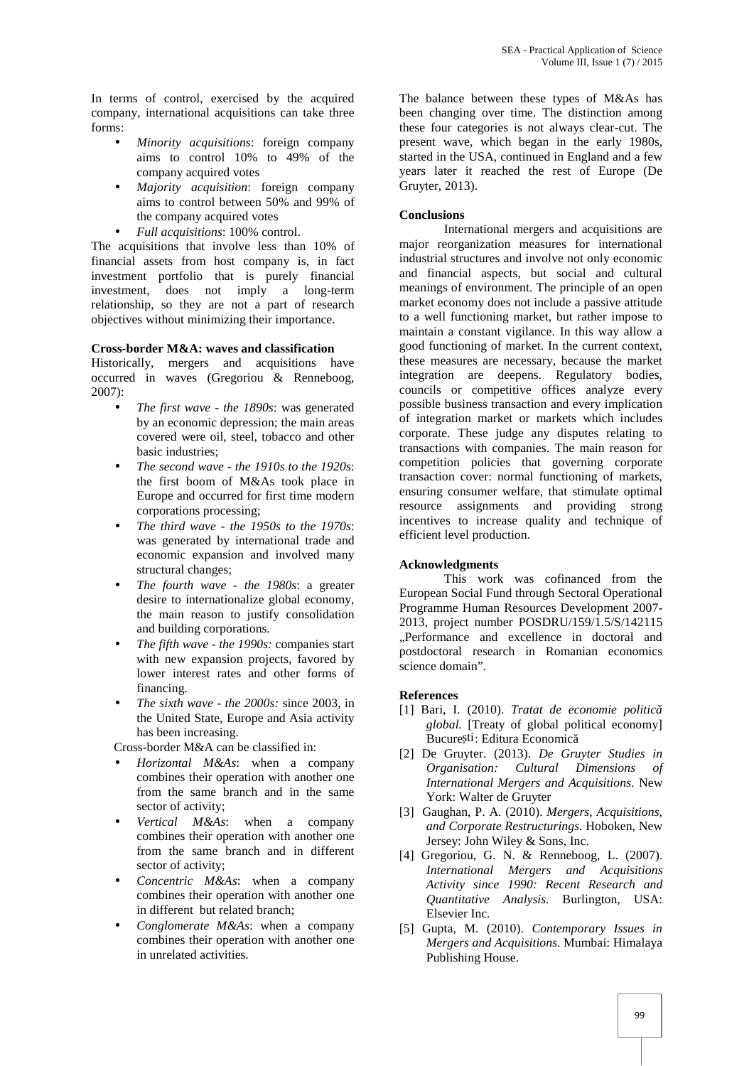In terms of control, exercised by the acquired company, international acquisitions can take three forms:

- *Minority acquisitions*: foreign company aims to control 10% to 49% of the company acquired votes
- *Majority acquisition*: foreign company aims to control between 50% and 99% of the company acquired votes
- *Full acquisitions*: 100% control.

The acquisitions that involve less than 10% of financial assets from host company is, in fact investment portfolio that is purely financial investment, does not imply a long-term relationship, so they are not a part of research objectives without minimizing their importance.

**Cross-border M&A: waves and classification**

Historically, mergers and acquisitions have occurred in waves (Gregoriou & Renneboog, 2007):

- *The first wave - the 1890s*: was generated by an economic depression; the main areas covered were oil, steel, tobacco and other basic industries;
- *The second wave - the 1910s to the 1920s*: the first boom of M&As took place in Europe and occurred for first time modern corporations processing;
- *The third wave - the 1950s to the 1970s*: was generated by international trade and economic expansion and involved many structural changes;
- *The fourth wave - the 1980s*: a greater desire to internationalize global economy, the main reason to justify consolidation and building corporations.
- *The fifth wave - the 1990s:* companies start with new expansion projects, favored by lower interest rates and other forms of financing.
- *The sixth wave - the 2000s:* since 2003, in the United State, Europe and Asia activity has been increasing.

Cross-border M&A can be classified in:

- *Horizontal M&As*: when a company combines their operation with another one from the same branch and in the same sector of activity;
- *Vertical M&As*: when a company combines their operation with another one from the same branch and in different sector of activity;
- *Concentric M&As*: when a company combines their operation with another one in different but related branch;
- *Conglomerate M&As*: when a company combines their operation with another one in unrelated activities.

The balance between these types of M&As has been changing over time. The distinction among these four categories is not always clear-cut. The present wave, which began in the early 1980s, started in the USA, continued in England and a few years later it reached the rest of Europe (De Gruyter, 2013).

**Conclusions**

International mergers and acquisitions are major reorganization measures for international industrial structures and involve not only economic and financial aspects, but social and cultural meanings of environment. The principle of an open market economy does not include a passive attitude to a well functioning market, but rather impose to maintain a constant vigilance. In this way allow a good functioning of market. In the current context, these measures are necessary, because the market integration are deepens. Regulatory bodies, councils or competitive offices analyze every possible business transaction and every implication of integration market or markets which includes corporate. These judge any disputes relating to transactions with companies. The main reason for competition policies that governing corporate transaction cover: normal functioning of markets, ensuring consumer welfare, that stimulate optimal resource assignments and providing strong incentives to increase quality and technique of efficient level production.

**Acknowledgments**

This work was cofinanced from the European Social Fund through Sectoral Operational Programme Human Resources Development 2007-2013, project number POSDRU/159/1.5/S/142115 „Performance and excellence in doctoral and postdoctoral research in Romanian economics science domain".

**References**

[1] Bari, I. (2010). *Tratat de economie politică global.* [Treaty of global political economy] București: Editura Economică

[2] De Gruyter. (2013). *De Gruyter Studies in Organisation: Cultural Dimensions of International Mergers and Acquisitions*. New York: Walter de Gruyter

[3] Gaughan, P. A. (2010). *Mergers, Acquisitions, and Corporate Restructurings*. Hoboken, New Jersey: John Wiley & Sons, Inc.

[4] Gregoriou, G. N. & Renneboog, L. (2007). *International Mergers and Acquisitions Activity since 1990: Recent Research and Quantitative Analysis*. Burlington, USA: Elsevier Inc.

[5] Gupta, M. (2010). *Contemporary Issues in Mergers and Acquisitions*. Mumbai: Himalaya Publishing House.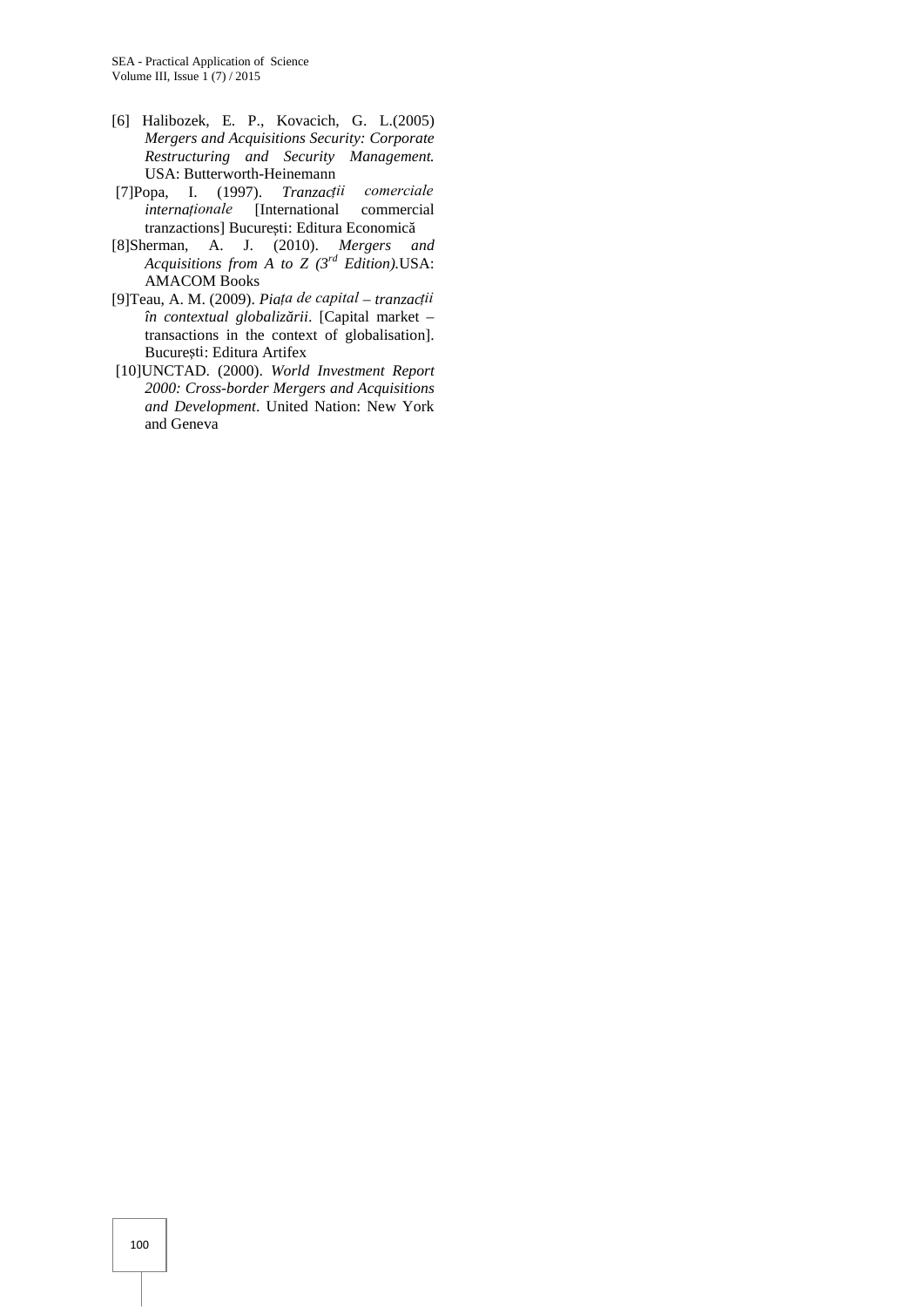[6] Halibozek, E. P., Kovacich, G. L.(2005) *Mergers and Acquisitions Security: Corporate Restructuring and Security Management.* USA: Butterworth-Heinemann

[7]Popa, I. (1997). *Tranzacții comerciale internaționale* [International commercial tranzactions] București: Editura Economică

[8]Sherman, A. J. (2010). *Mergers and Acquisitions from A to Z (3rd Edition).*USA: AMACOM Books

[9]Teau, A. M. (2009). *Piața de capital – tranzacții în contextual globalizării*. [Capital market – transactions in the context of globalisation]. București: Editura Artifex

[10]UNCTAD. (2000). *World Investment Report 2000: Cross-border Mergers and Acquisitions and Development*. United Nation: New York and Geneva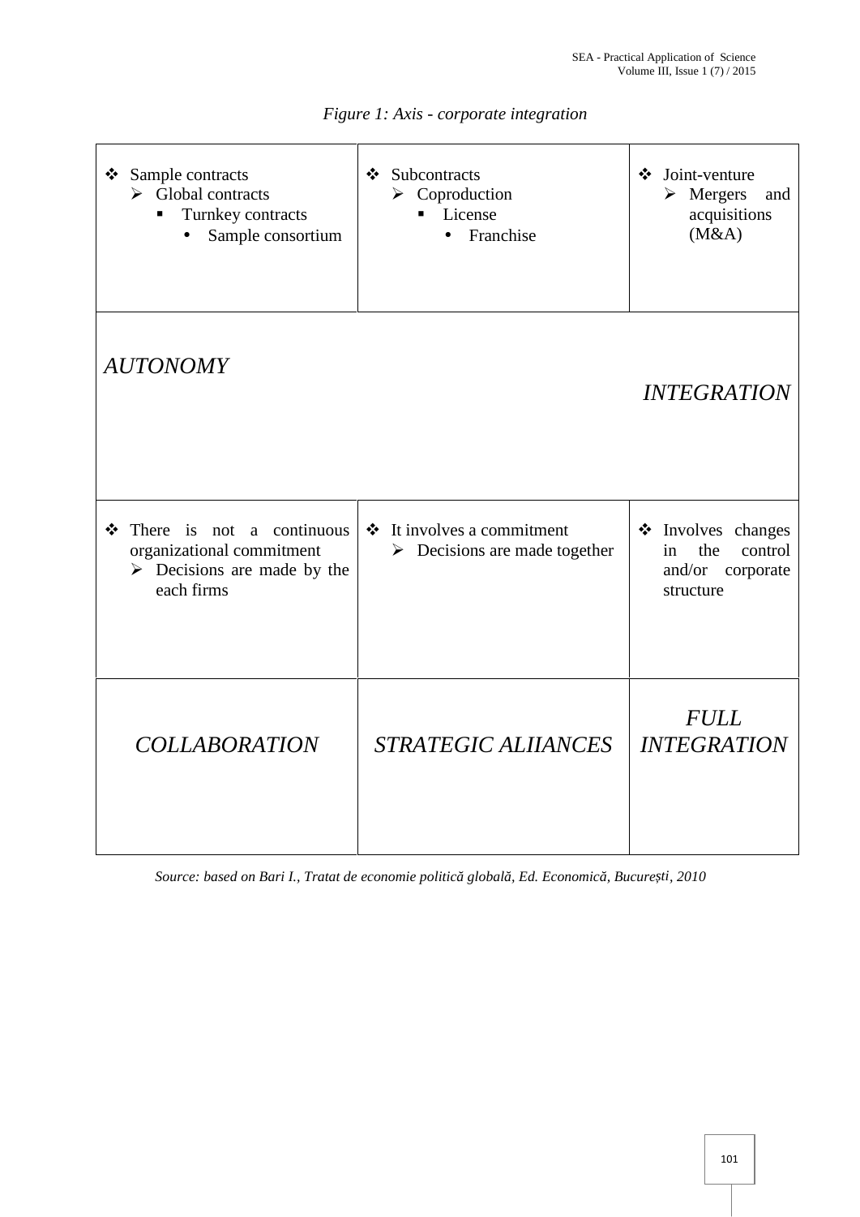*Figure 1: Axis - corporate integration*

| | | |
|---|---|---|
| ❖ Sample contracts<br>➢ Global contracts<br>▪ Turnkey contracts<br>• Sample consortium | ❖ Subcontracts<br>➢ Coproduction<br>▪ License<br>• Franchise | ❖ Joint-venture<br>➢ Mergers and acquisitions (M&A) |
| *AUTONOMY* | | *INTEGRATION* |
| ❖ There is not a continuous organizational commitment<br>➢ Decisions are made by the each firms | ❖ It involves a commitment<br>➢ Decisions are made together | ❖ Involves changes in the control and/or corporate structure |
| *COLLABORATION* | *STRATEGIC ALIIANCES* | *FULL INTEGRATION* |

*Source: based on Bari I., Tratat de economie politică globală, Ed. Economică, București, 2010*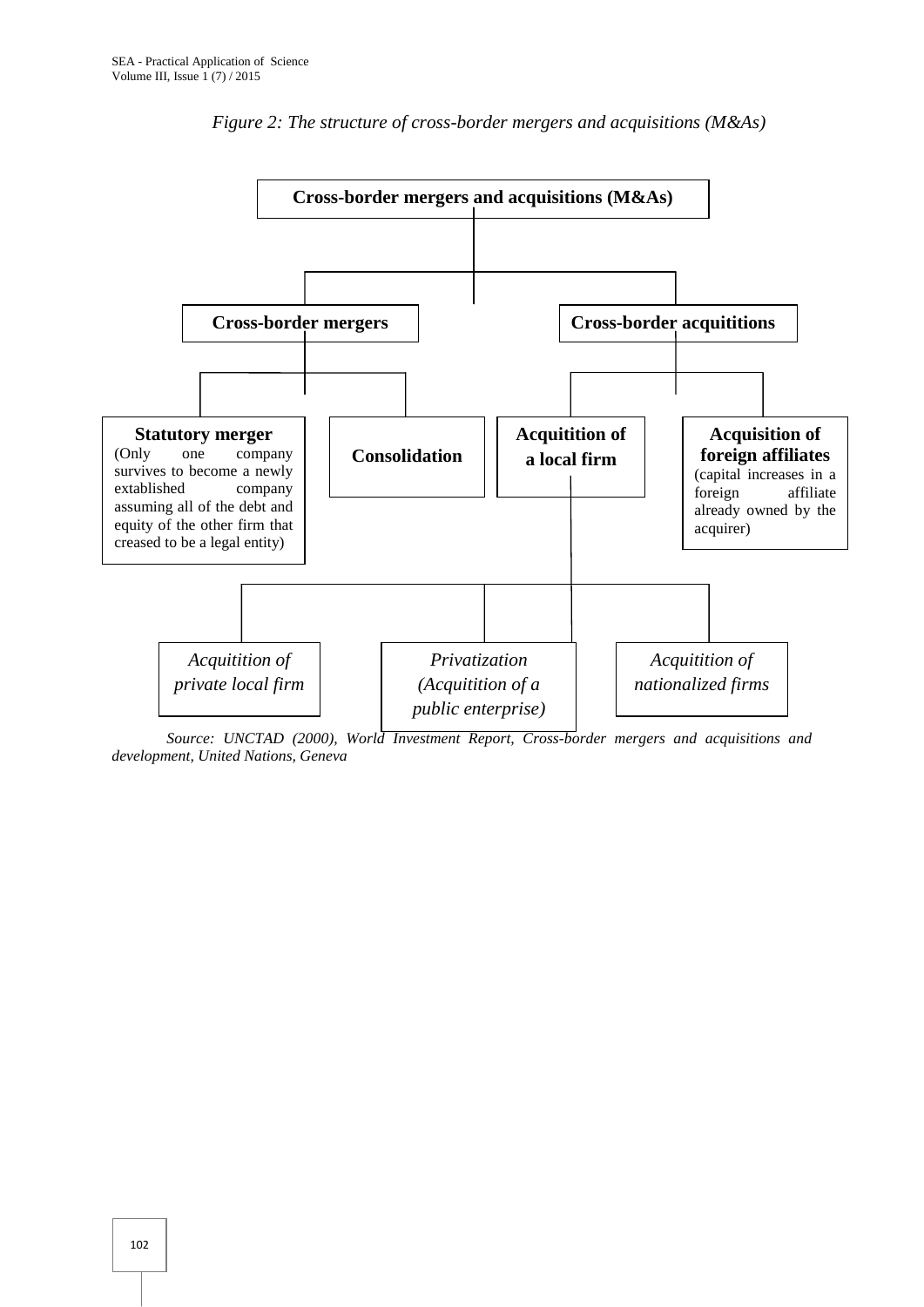*Figure 2: The structure of cross-border mergers and acquisitions (M&As)*

**Cross-border mergers and acquisitions (M&As)**

**Cross-border mergers**

**Cross-border acquititions**

**Statutory merger**
(Only one company survives to become a newly extablished company assuming all of the debt and equity of the other firm that creased to be a legal entity)

**Consolidation**

**Acquitition of a local firm**

**Acquisition of foreign affiliates**
(capital increases in a foreign affiliate already owned by the acquirer)

*Acquitition of private local firm*

*Privatization (Acquitition of a public enterprise)*

*Acquitition of nationalized firms*

*Source: UNCTAD (2000), World Investment Report, Cross-border mergers and acquisitions and development, United Nations, Geneva*